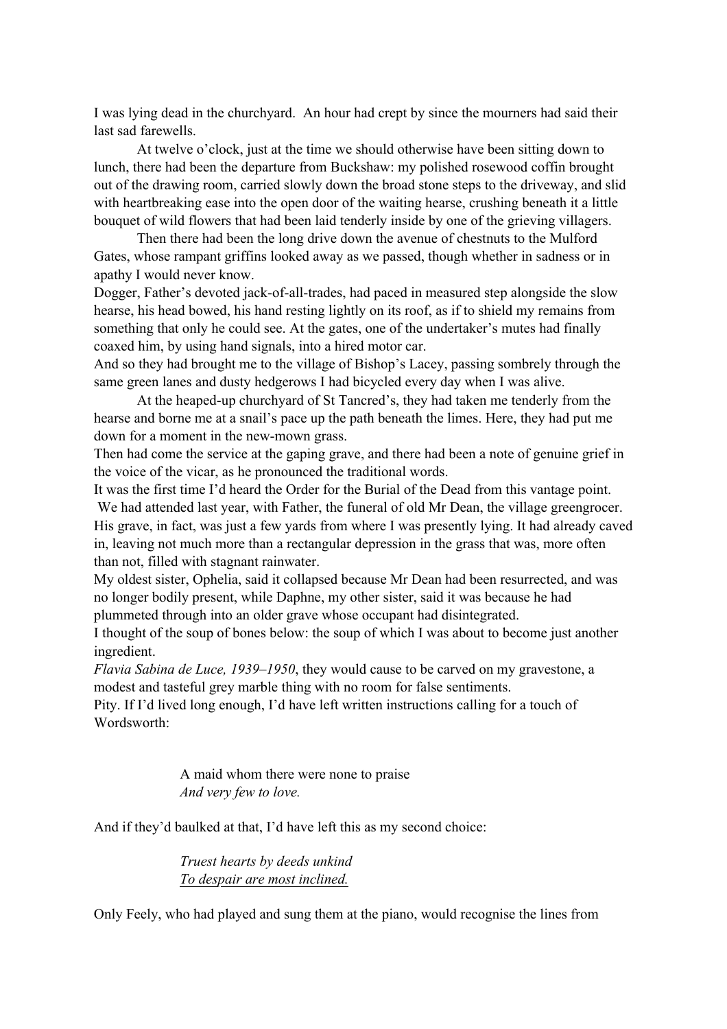I was lying dead in the churchyard. An hour had crept by since the mourners had said their last sad farewells.

At twelve o'clock, just at the time we should otherwise have been sitting down to lunch, there had been the departure from Buckshaw: my polished rosewood coffin brought out of the drawing room, carried slowly down the broad stone steps to the driveway, and slid with heartbreaking ease into the open door of the waiting hearse, crushing beneath it a little bouquet of wild flowers that had been laid tenderly inside by one of the grieving villagers.

Then there had been the long drive down the avenue of chestnuts to the Mulford Gates, whose rampant griffins looked away as we passed, though whether in sadness or in apathy I would never know.

Dogger, Father's devoted jack-of-all-trades, had paced in measured step alongside the slow hearse, his head bowed, his hand resting lightly on its roof, as if to shield my remains from something that only he could see. At the gates, one of the undertaker's mutes had finally coaxed him, by using hand signals, into a hired motor car.

And so they had brought me to the village of Bishop's Lacey, passing sombrely through the same green lanes and dusty hedgerows I had bicycled every day when I was alive.

At the heaped-up churchyard of St Tancred's, they had taken me tenderly from the hearse and borne me at a snail's pace up the path beneath the limes. Here, they had put me down for a moment in the new-mown grass.

Then had come the service at the gaping grave, and there had been a note of genuine grief in the voice of the vicar, as he pronounced the traditional words.

It was the first time I'd heard the Order for the Burial of the Dead from this vantage point. We had attended last year, with Father, the funeral of old Mr Dean, the village greengrocer. His grave, in fact, was just a few yards from where I was presently lying. It had already caved in, leaving not much more than a rectangular depression in the grass that was, more often than not, filled with stagnant rainwater.

My oldest sister, Ophelia, said it collapsed because Mr Dean had been resurrected, and was no longer bodily present, while Daphne, my other sister, said it was because he had plummeted through into an older grave whose occupant had disintegrated.

I thought of the soup of bones below: the soup of which I was about to become just another ingredient.

*Flavia Sabina de Luce, 1939–1950*, they would cause to be carved on my gravestone, a modest and tasteful grey marble thing with no room for false sentiments.

Pity. If I'd lived long enough, I'd have left written instructions calling for a touch of Wordsworth:

> A maid whom there were none to praise
> *And very few to love.*

And if they'd baulked at that, I'd have left this as my second choice:

> *Truest hearts by deeds unkind*
> *To despair are most inclined.*

Only Feely, who had played and sung them at the piano, would recognise the lines from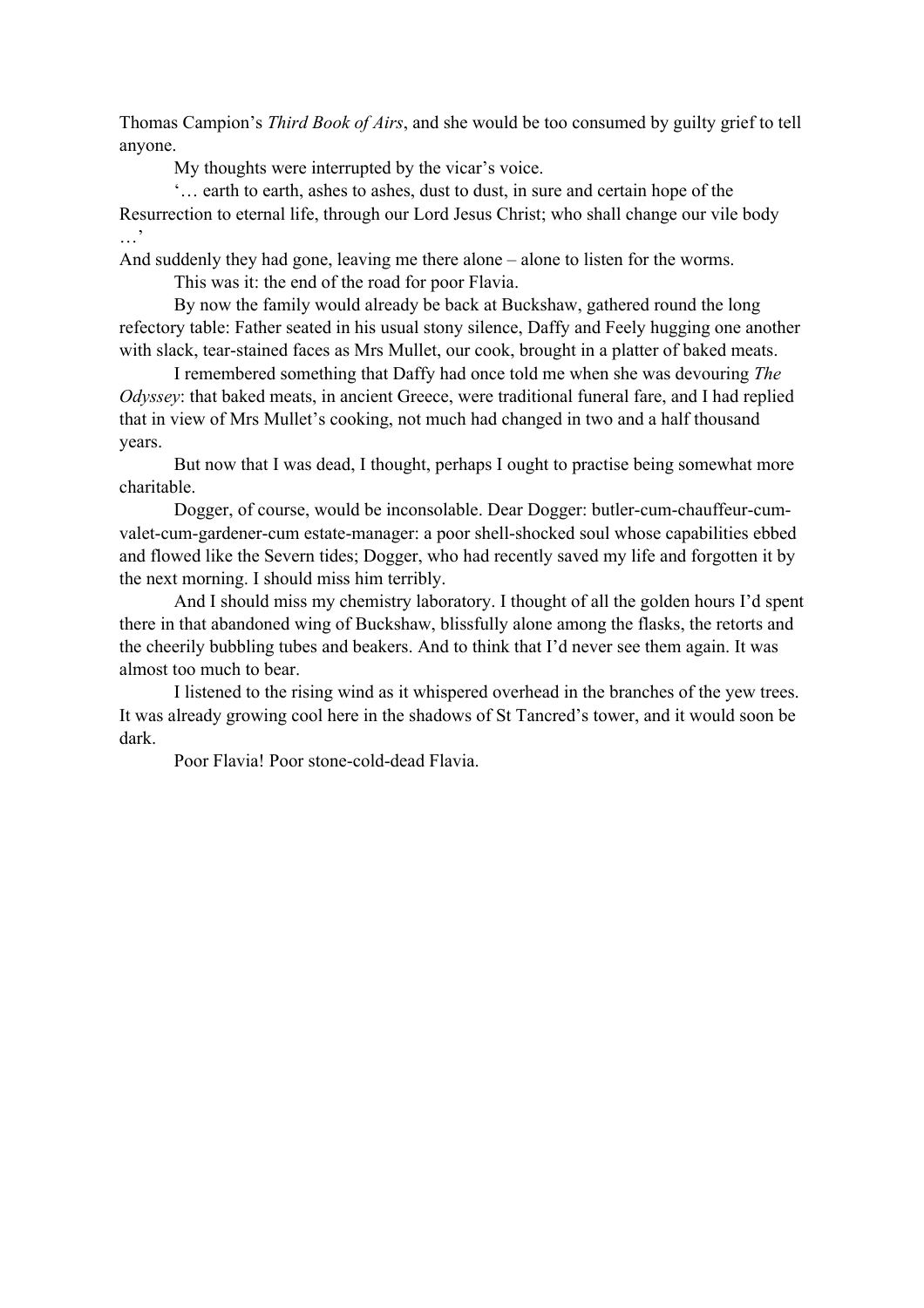Thomas Campion's *Third Book of Airs*, and she would be too consumed by guilty grief to tell anyone.

My thoughts were interrupted by the vicar's voice.

'… earth to earth, ashes to ashes, dust to dust, in sure and certain hope of the Resurrection to eternal life, through our Lord Jesus Christ; who shall change our vile body …'

And suddenly they had gone, leaving me there alone – alone to listen for the worms.

This was it: the end of the road for poor Flavia.

By now the family would already be back at Buckshaw, gathered round the long refectory table: Father seated in his usual stony silence, Daffy and Feely hugging one another with slack, tear-stained faces as Mrs Mullet, our cook, brought in a platter of baked meats.

I remembered something that Daffy had once told me when she was devouring *The Odyssey*: that baked meats, in ancient Greece, were traditional funeral fare, and I had replied that in view of Mrs Mullet's cooking, not much had changed in two and a half thousand years.

But now that I was dead, I thought, perhaps I ought to practise being somewhat more charitable.

Dogger, of course, would be inconsolable. Dear Dogger: butler-cum-chauffeur-cum-valet-cum-gardener-cum estate-manager: a poor shell-shocked soul whose capabilities ebbed and flowed like the Severn tides; Dogger, who had recently saved my life and forgotten it by the next morning. I should miss him terribly.

And I should miss my chemistry laboratory. I thought of all the golden hours I'd spent there in that abandoned wing of Buckshaw, blissfully alone among the flasks, the retorts and the cheerily bubbling tubes and beakers. And to think that I'd never see them again. It was almost too much to bear.

I listened to the rising wind as it whispered overhead in the branches of the yew trees. It was already growing cool here in the shadows of St Tancred's tower, and it would soon be dark.

Poor Flavia! Poor stone-cold-dead Flavia.